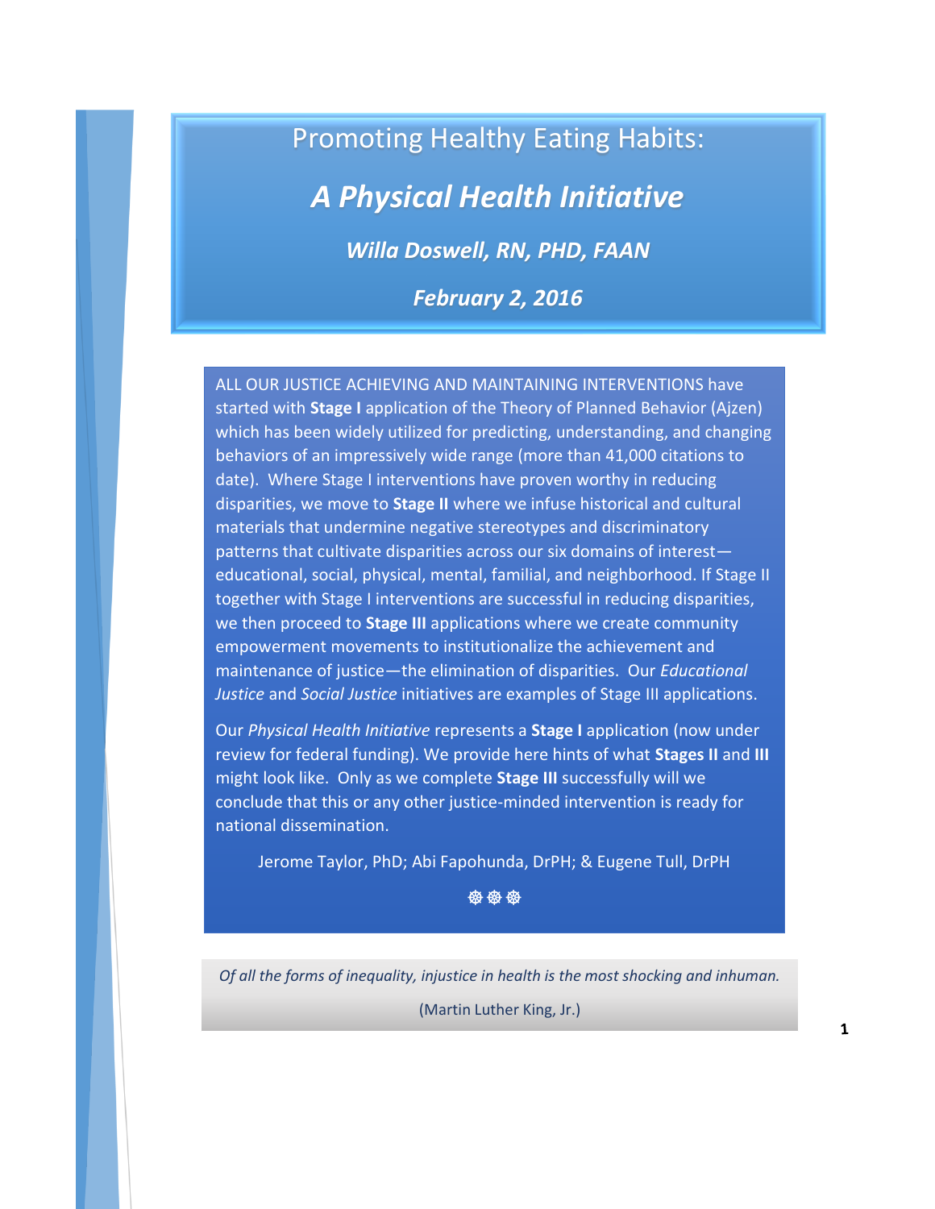# Promoting Healthy Eating Habits:

## *A Physical Health Initiative*

***Willa Doswell, RN, PHD, FAAN***

***February 2, 2016***

ALL OUR JUSTICE ACHIEVING AND MAINTAINING INTERVENTIONS have started with **Stage I** application of the Theory of Planned Behavior (Ajzen) which has been widely utilized for predicting, understanding, and changing behaviors of an impressively wide range (more than 41,000 citations to date). Where Stage I interventions have proven worthy in reducing disparities, we move to **Stage II** where we infuse historical and cultural materials that undermine negative stereotypes and discriminatory patterns that cultivate disparities across our six domains of interest—educational, social, physical, mental, familial, and neighborhood. If Stage II together with Stage I interventions are successful in reducing disparities, we then proceed to **Stage III** applications where we create community empowerment movements to institutionalize the achievement and maintenance of justice—the elimination of disparities. Our *Educational Justice* and *Social Justice* initiatives are examples of Stage III applications.

Our *Physical Health Initiative* represents a **Stage I** application (now under review for federal funding). We provide here hints of what **Stages II** and **III** might look like. Only as we complete **Stage III** successfully will we conclude that this or any other justice-minded intervention is ready for national dissemination.

Jerome Taylor, PhD; Abi Fapohunda, DrPH; & Eugene Tull, DrPH

☸☸☸

*Of all the forms of inequality, injustice in health is the most shocking and inhuman.*

(Martin Luther King, Jr.)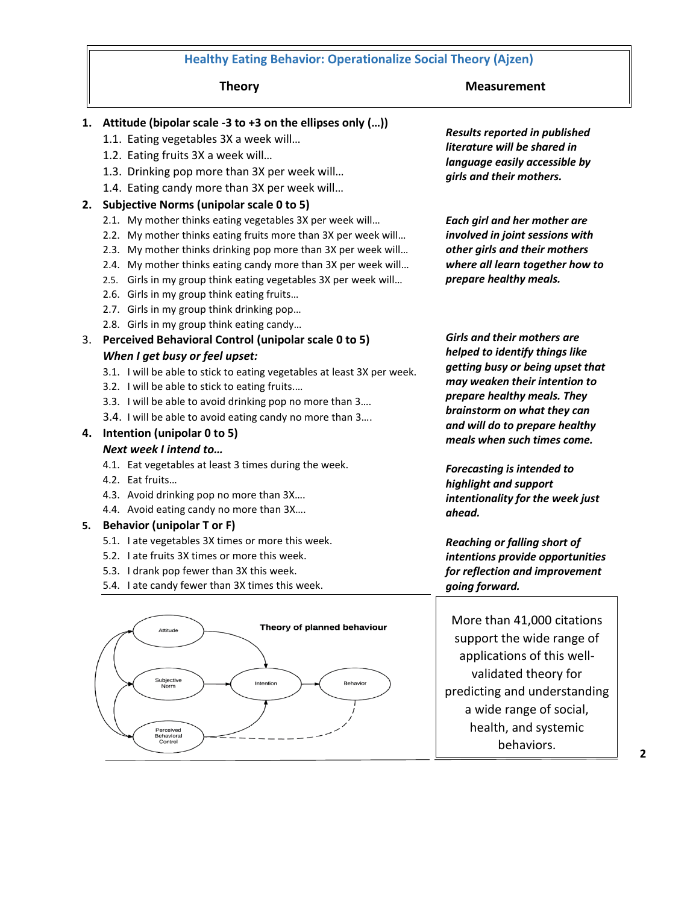# Healthy Eating Behavior: Operationalize Social Theory (Ajzen)

| Theory | Measurement |
|---|---|

1. **Attitude (bipolar scale -3 to +3 on the ellipses only (…))**
   1.1. Eating vegetables 3X a week will…
   1.2. Eating fruits 3X a week will…
   1.3. Drinking pop more than 3X per week will…
   1.4. Eating candy more than 3X per week will…

*Results reported in published literature will be shared in language easily accessible by girls and their mothers.*

2. **Subjective Norms (unipolar scale 0 to 5)**
   2.1. My mother thinks eating vegetables 3X per week will…
   2.2. My mother thinks eating fruits more than 3X per week will…
   2.3. My mother thinks drinking pop more than 3X per week will…
   2.4. My mother thinks eating candy more than 3X per week will…
   2.5. Girls in my group think eating vegetables 3X per week will…
   2.6. Girls in my group think eating fruits…
   2.7. Girls in my group think drinking pop…
   2.8. Girls in my group think eating candy…

*Each girl and her mother are involved in joint sessions with other girls and their mothers where all learn together how to prepare healthy meals.*

3. **Perceived Behavioral Control (unipolar scale 0 to 5)**
   ***When I get busy or feel upset:***
   3.1. I will be able to stick to eating vegetables at least 3X per week.
   3.2. I will be able to stick to eating fruits….
   3.3. I will be able to avoid drinking pop no more than 3….
   3.4. I will be able to avoid eating candy no more than 3….

*Girls and their mothers are helped to identify things like getting busy or being upset that may weaken their intention to prepare healthy meals. They brainstorm on what they can and will do to prepare healthy meals when such times come.*

4. **Intention (unipolar 0 to 5)**
   ***Next week I intend to…***
   4.1. Eat vegetables at least 3 times during the week.
   4.2. Eat fruits…
   4.3. Avoid drinking pop no more than 3X….
   4.4. Avoid eating candy no more than 3X….

*Forecasting is intended to highlight and support intentionality for the week just ahead.*

5. **Behavior (unipolar T or F)**
   5.1. I ate vegetables 3X times or more this week.
   5.2. I ate fruits 3X times or more this week.
   5.3. I drank pop fewer than 3X this week.
   5.4. I ate candy fewer than 3X times this week.

*Reaching or falling short of intentions provide opportunities for reflection and improvement going forward.*

**Theory of planned behaviour**

More than 41,000 citations support the wide range of applications of this well-validated theory for predicting and understanding a wide range of social, health, and systemic behaviors.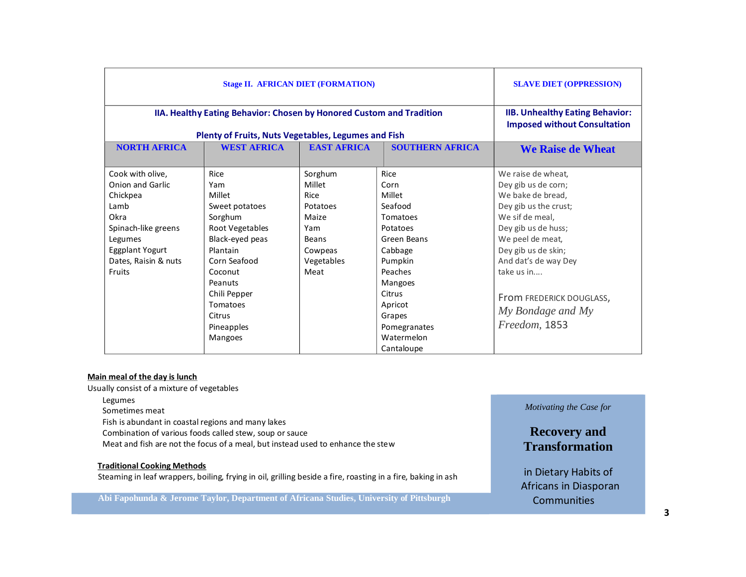| Stage II. AFRICAN DIET (FORMATION) | | | | SLAVE DIET (OPPRESSION) |
|---|---|---|---|---|
| IIA. Healthy Eating Behavior: Chosen by Honored Custom and Tradition<br><br>Plenty of Fruits, Nuts Vegetables, Legumes and Fish | | | | IIB. Unhealthy Eating Behavior: Imposed without Consultation |
| NORTH AFRICA | WEST AFRICA | EAST AFRICA | SOUTHERN AFRICA | We Raise de Wheat |
| Cook with olive, Onion and Garlic<br>Chickpea<br>Lamb<br>Okra<br>Spinach-like greens<br>Legumes<br>Eggplant Yogurt<br>Dates, Raisin & nuts<br>Fruits | Rice<br>Yam<br>Millet<br>Sweet potatoes<br>Sorghum<br>Root Vegetables<br>Black-eyed peas<br>Plantain<br>Corn Seafood<br>Coconut<br>Peanuts<br>Chili Pepper<br>Tomatoes<br>Citrus<br>Pineapples<br>Mangoes | Sorghum<br>Millet<br>Rice<br>Potatoes<br>Maize<br>Yam<br>Beans<br>Cowpeas<br>Vegetables<br>Meat | Rice<br>Corn<br>Millet<br>Seafood<br>Tomatoes<br>Potatoes<br>Green Beans<br>Cabbage<br>Pumpkin<br>Peaches<br>Mangoes<br>Citrus<br>Apricot<br>Grapes<br>Pomegranates<br>Watermelon<br>Cantaloupe | We raise de wheat,<br>Dey gib us de corn;<br>We bake de bread,<br>Dey gib us the crust;<br>We sif de meal,<br>Dey gib us de huss;<br>We peel de meat,<br>Dey gib us de skin;<br>And dat's de way Dey take us in....<br><br>From FREDERICK DOUGLASS, *My Bondage and My Freedom*, 1853 |

**Main meal of the day is lunch**

Usually consist of a mixture of vegetables

- Legumes
- Sometimes meat
- Fish is abundant in coastal regions and many lakes
- Combination of various foods called stew, soup or sauce
- Meat and fish are not the focus of a meal, but instead used to enhance the stew

**Traditional Cooking Methods**

Steaming in leaf wrappers, boiling, frying in oil, grilling beside a fire, roasting in a fire, baking in ash

*Motivating the Case for*

**Recovery and Transformation**

in Dietary Habits of Africans in Diasporan Communities

Abi Fapohunda & Jerome Taylor, Department of Africana Studies, University of Pittsburgh